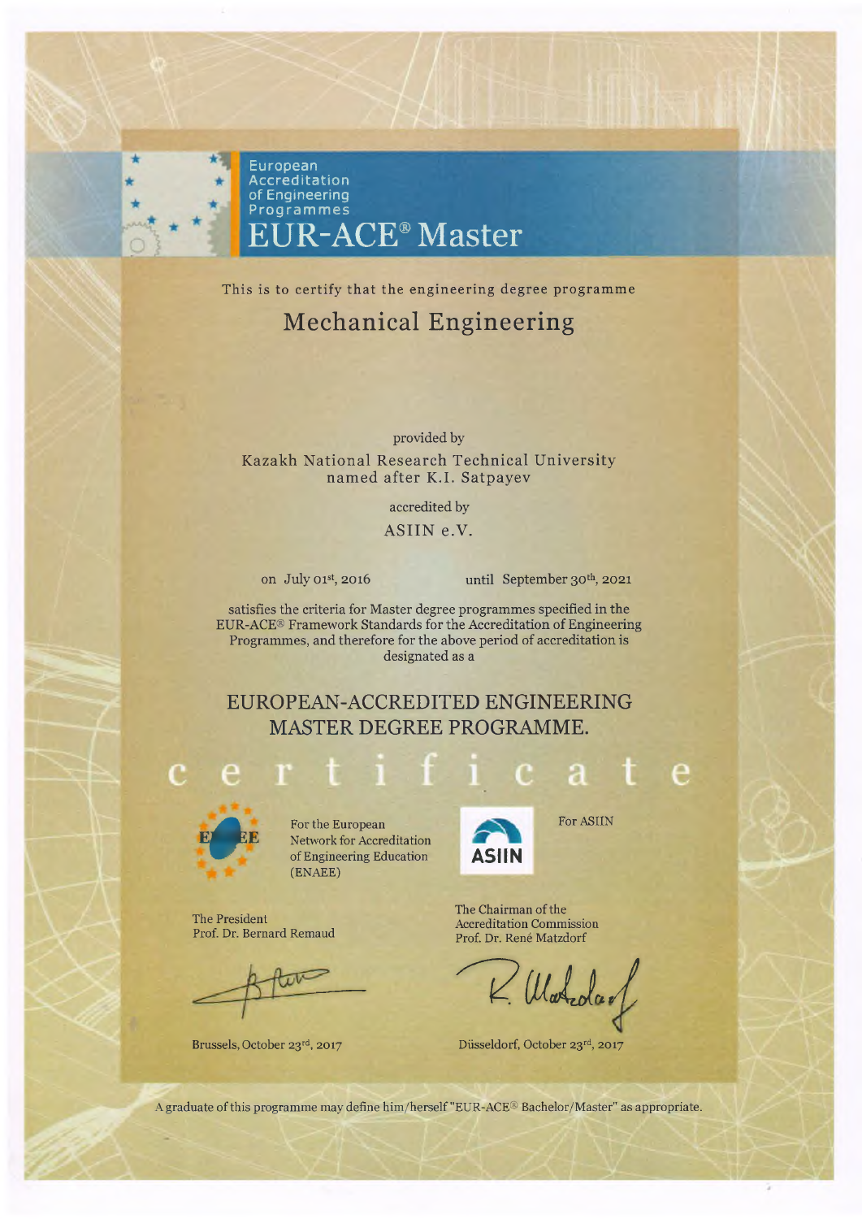European
Accreditation
of Engineering
Programmes

# EUR-ACE® Master

This is to certify that the engineering degree programme

## Mechanical Engineering

provided by

Kazakh National Research Technical University
named after K.I. Satpayev

accredited by

ASIIN e.V.

on July 01st, 2016 until September 30th, 2021

satisfies the criteria for Master degree programmes specified in the EUR-ACE® Framework Standards for the Accreditation of Engineering Programmes, and therefore for the above period of accreditation is designated as a

## EUROPEAN-ACCREDITED ENGINEERING MASTER DEGREE PROGRAMME.

# certificate

For the European Network for Accreditation of Engineering Education (ENAEE)

The President
Prof. Dr. Bernard Remaud

Brussels, October 23rd, 2017

For ASIIN

The Chairman of the Accreditation Commission
Prof. Dr. René Matzdorf

Düsseldorf, October 23rd, 2017

A graduate of this programme may define him/herself "EUR-ACE® Bachelor/Master" as appropriate.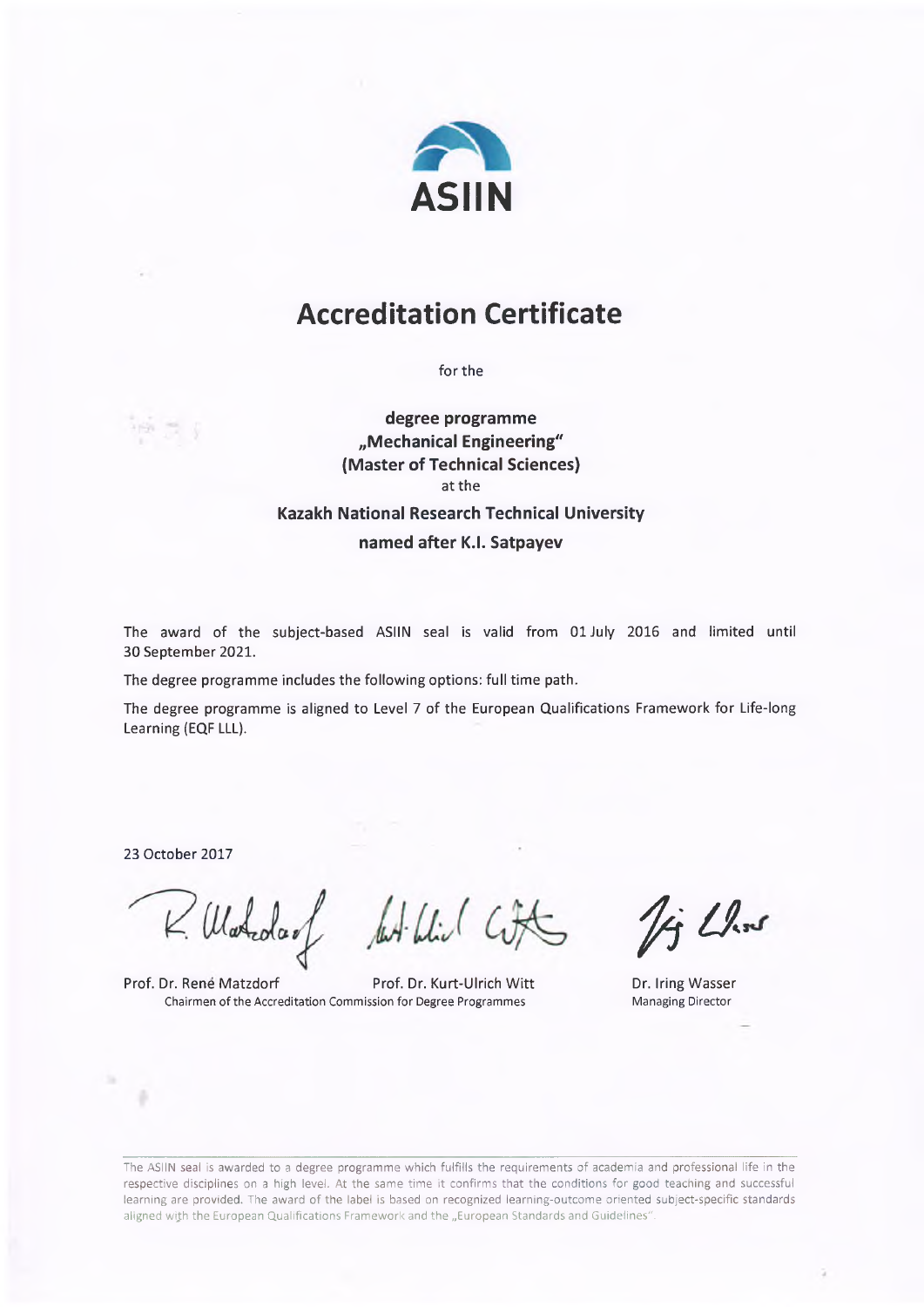ASIIN

# Accreditation Certificate

for the

**degree programme**
**„Mechanical Engineering"**
**(Master of Technical Sciences)**
at the
**Kazakh National Research Technical University**
**named after K.I. Satpayev**

The award of the subject-based ASIIN seal is valid from 01 July 2016 and limited until 30 September 2021.

The degree programme includes the following options: full time path.

The degree programme is aligned to Level 7 of the European Qualifications Framework for Life-long Learning (EQF LLL).

23 October 2017

Prof. Dr. René Matzdorf    Prof. Dr. Kurt-Ulrich Witt
Chairmen of the Accreditation Commission for Degree Programmes

Dr. Iring Wasser
Managing Director

The ASIIN seal is awarded to a degree programme which fulfills the requirements of academia and professional life in the respective disciplines on a high level. At the same time it confirms that the conditions for good teaching and successful learning are provided. The award of the label is based on recognized learning-outcome oriented subject-specific standards aligned with the European Qualifications Framework and the „European Standards and Guidelines".